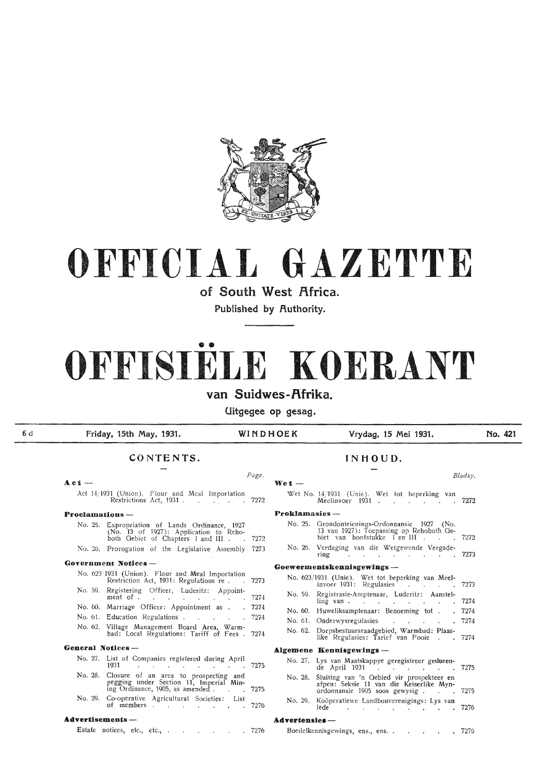# OFFICIAL GAZETTE

## of South West Africa.

Published by Authority.

# OFFISIËLE KOERANT

## van Suidwes-Afrika.

Uitgegee op gesag.

6 d | Friday, 15th May, 1931. | WINDHOEK | Vrydag, 15 Mei 1931. | No. 421

## CONTENTS.

*Page.*

**Act —**

Act 14/1931 (Union). Flour and Meal Importation Restrictions Act, 1931 . . . . . . . 7272

**Proclamations —**

No. 25. Expropriation of Lands Ordinance, 1927 (No. 13 of 1927): Application to Rehoboth Gebiet of Chapters I and III . . . 7272

No. 26. Prorogation of the Legislative Assembly 7273

**Government Notices —**

No. 623/1931 (Union). Flour and Meal Importation Restriction Act, 1931: Regulations re . . 7273

No. 59. Registering Officer, Luderitz: Appointment of . . . . . . . . . 7274

No. 60. Marriage Officer: Appointment as . . 7274

No. 61. Education Regulations . . . . . 7274

No. 62. Village Management Board Area, Warmbad: Local Regulations: Tariff of Fees . 7274

**General Notices —**

No. 27. List of Companies registered during April 1931 . . . . . . . . . 7275

No. 28. Closure of an area to prospecting and pegging under Section 11, Imperial Mining Ordinance, 1905, as amended . . . 7275

No. 29. Co-operative Agricultural Societies: List of members . . . . . . . . 7276

**Advertisements —**

Estate notices, etc., etc., . . . . . . . 7276

## INHOUD.

*Bladsy.*

**Wet —**

Wet No. 14/1931 (Unie). Wet tot beperking van Meelinvoer 1931 . . . . . . . 7272

**Proklamasies —**

No. 25. Grondonteienings-Ordonnansie 1927 (No. 13 van 1927): Toepassing op Rehoboth Gebiet van hoofstukke I en III . . . 7272

No. 26. Verdaging van die Wetgewende Vergadering . . . . . . . . . 7273

**Goewermentskennisgewings —**

No. 623/1931 (Unie). Wet tot beperking van Meelinvoer 1931: Regulasies . . . . 7273

No. 59. Registrasie-Amptenaar, Luderitz: Aanstelling van . . . . . . . . . 7274

No. 60. Huweliksamptenaar: Benoeming tot . . 7274

No. 61. Onderwysregulasies . . . . . . 7274

No. 62. Dorpsbestuursraadgebied, Warmbad: Plaaslike Regulasies: Tarief van Fooie . . 7274

**Algemene Kennisgewings —**

No. 27. Lys van Maatskappye geregistreer gedurende April 1931 . . . . . . . 7275

No. 28. Sluiting van 'n Gebied vir prospekteer en afpen: Seksie 11 van die Keiserlike Mynordonnansie 1905 soos gewysig . . . 7275

No. 29. Koöperatiewe Landbouverenigings: Lys van lede . . . . . . . . . 7276

**Advertensies —**

Boedelkennisgewings, ens., ens. . . . . . 7276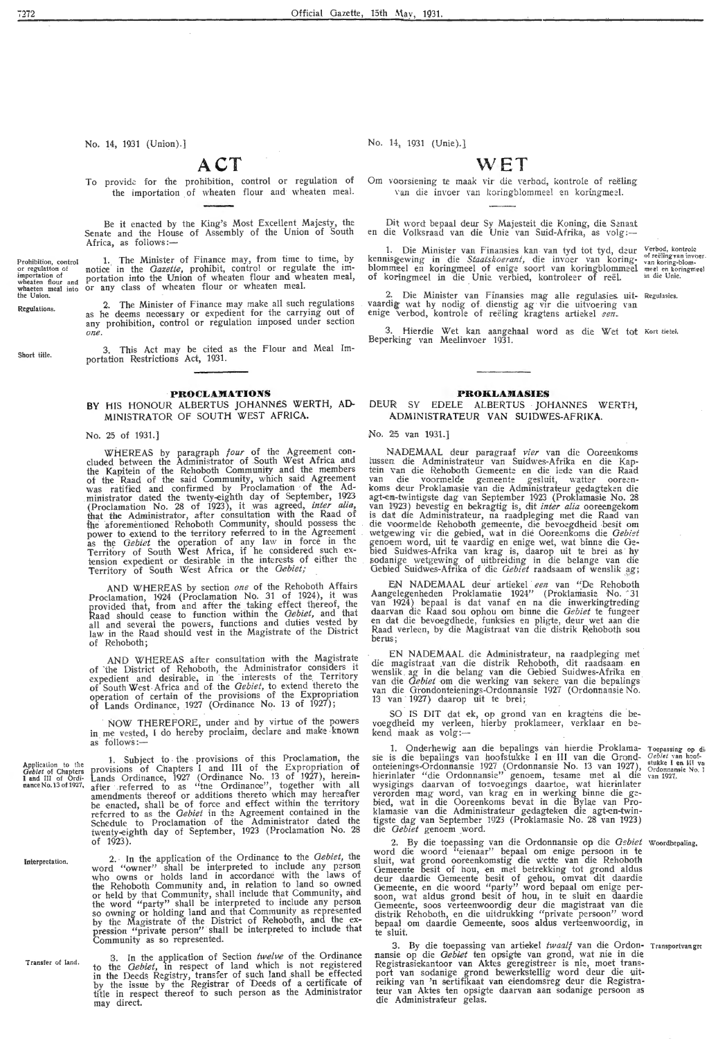No. 14, 1931 (Union).]

# ACT

To provide for the prohibition, control or regulation of the importation of wheaten flour and wheaten meal.

Be it enacted by the King's Most Excellent Majesty, the Senate and the House of Assembly of the Union of South Africa, as follows:—

*Prohibition, control or regulation of importation of wheaten flour and wheaten meal into the Union.*

1. The Minister of Finance may, from time to time, by notice in the *Gazette*, prohibit, control or regulate the importation into the Union of wheaten flour and wheaten meal, or any class of wheaten flour or wheaten meal.

*Regulations.*

2. The Minister of Finance may make all such regulations as he deems necessary or expedient for the carrying out of any prohibition, control or regulation imposed under section *one*.

*Short title.*

3. This Act may be cited as the Flour and Meal Importation Restrictions Act, 1931.

No. 14, 1931 (Unie).]

# WET

Om voorsiening te maak vir die verbod, kontrole of reëling van die invoer van koringblommeel en koringmeel.

Dit word bepaal deur Sy Majesteit die Koning, die Senaat en die Volksraad van die Unie van Suid-Afrika, as volg:—

*Verbod, kontrole of reëling van invoer van koring-blommeel en koringmeel in die Unie.*

1. Die Minister van Finansies kan van tyd tot tyd, deur kennisgewing in die *Staatskoerant*, die invoer van koringblommeel en koringmeel of enige soort van koringblommeel of koringmeel in die Unie verbied, kontroleer of reël.

*Regulasies.*

2. Die Minister van Finansies mag alle regulasies uitvaardig wat hy nodig of dienstig ag vir die uitvoering van enige verbod, kontrole of reëling kragtens artiekel *een*.

*Kort tietel.*

3. Hierdie Wet kan aangehaal word as die Wet tot Beperking van Meelinvoer 1931.

## PROCLAMATIONS

### BY HIS HONOUR ALBERTUS JOHANNES WERTH, ADMINISTRATOR OF SOUTH WEST AFRICA.

No. 25 of 1931.]

WHEREAS by paragraph *four* of the Agreement concluded between the Administrator of South West Africa and the Kapitein of the Rehoboth Community and the members of the Raad of the said Community, which said Agreement was ratified and confirmed by Proclamation of the Administrator dated the twenty-eighth day of September, 1923 (Proclamation No. 28 of 1923), it was agreed, *inter alia*, that the Administrator, after consultation with the Raad of the aforementioned Rehoboth Community, should possess the power to extend to the territory referred to in the Agreement as the *Gebiet* the operation of any law in force in the Territory of South West Africa, if he considered such extension expedient or desirable in the interests of either the Territory of South West Africa or the *Gebiet;*

AND WHEREAS by section *one* of the Rehoboth Affairs Proclamation, 1924 (Proclamation No. 31 of 1924), it was provided that, from and after the taking effect thereof, the Raad should cease to function within the *Gebiet*, and that all and several the powers, functions and duties vested by law in the Raad should vest in the Magistrate of the District of Rehoboth;

AND WHEREAS after consultation with the Magistrate of the District of Rehoboth, the Administrator considers it expedient and desirable, in the interests of the Territory of South West Africa and of the *Gebiet*, to extend thereto the operation of certain of the provisions of the Expropriation of Lands Ordinance, 1927 (Ordinance No. 13 of 1927);

NOW THEREFORE, under and by virtue of the powers in me vested, I do hereby proclaim, declare and make known as follows:—

*Application to the Gebiet of Chapters I and III of Ordinance No. 13 of 1927.*

1. Subject to the provisions of this Proclamation, the provisions of Chapters I and III of the Expropriation of Lands Ordinance, 1927 (Ordinance No. 13 of 1927), hereinafter referred to as "the Ordinance", together with all amendments thereof or additions thereto which may hereafter be enacted, shall be of force and effect within the territory referred to as the *Gebiet* in the Agreement contained in the Schedule to Proclamation of the Administrator dated the twenty-eighth day of September, 1923 (Proclamation No. 28 of 1923).

*Interpretation.*

2. In the application of the Ordinance to the *Gebiet*, the word "owner" shall be interpreted to include any person who owns or holds land in accordance with the laws of the Rehoboth Community and, in relation to land so owned or held by that Community, shall include that Community, and the word "party" shall be interpreted to include any person so owning or holding land and that Community as represented by the Magistrate of the District of Rehoboth, and the expression "private person" shall be interpreted to include that Community as so represented.

*Transfer of land.*

3. In the application of Section *twelve* of the Ordinance to the *Gebiet*, in respect of land which is not registered in the Deeds Registry, transfer of such land shall be effected by the issue by the Registrar of Deeds of a certificate of title in respect thereof to such person as the Administrator may direct.

## PROKLAMASIES

### DEUR SY EDELE ALBERTUS JOHANNES WERTH, ADMINISTRATEUR VAN SUIDWES-AFRIKA.

No. 25 van 1931.]

NADEMAAL deur paragraaf *vier* van die Ooreenkoms tussen die Administrateur van Suidwes-Afrika en die Kaptein van die Rehoboth Gemeente en die lede van die Raad van die voormelde gemeente gesluit, watter ooreenkoms deur Proklamasie van die Administrateur gedagteken die agt-en-twintigste dag van September 1923 (Proklamasie No. 28 van 1923) bevestig en bekragtig is, dit *inter alia* ooreengekom is dat die Administrateur, na raadpleging met die Raad van die voormelde Rehoboth gemeente, die bevoegdheid besit om wetgewing vir die gebied, wat in die Ooreenkoms die *Gebiet* genoem word, uit te vaardig en enige wet, wat binne die Gebied Suidwes-Afrika van krag is, daarop uit te brei as hy sodanige wetgewing of uitbreiding in die belange van die Gebied Suidwes-Afrika of die *Gebiet* raadsaam of wenslik ag;

EN NADEMAAL deur artiekel *een* van "De Rehoboth Aangelegenheden Proklamatie 1924" (Proklamasie No. 31 van 1924) bepaal is dat vanaf en na die inwerkingtreding daarvan die Raad sou ophou om binne die *Gebiet* te fungeer en dat die bevoegdhede, funksies en pligte, deur wet aan die Raad verleen, by die Magistraat van die distrik Rehoboth sou berus;

EN NADEMAAL die Administrateur, na raadpleging met die magistraat van die distrik Rehoboth, dit raadsaam en wenslik ag in die belang van die Gebied Suidwes-Afrika en van die *Gebiet* om die werking van sekere van die bepalings van die Grondonteienings-Ordonnansie 1927 (Ordonnansie No. 13 van 1927) daarop uit te brei;

SO IS DIT dat ek, op grond van en kragtens die bevoegdheid my verleen, hierby proklameer, verklaar en bekend maak as volg:—

*Toepassing op die Gebiet van hoofstukke I en III van Ordonnansie No. 13 van 1927.*

1. Onderhewig aan die bepalings van hierdie Proklamasie is die bepalings van hoofstukke I en III van die Grondonteienings-Ordonnansie 1927 (Ordonnansie No. 13 van 1927), hierinlater "die Ordonnansie" genoem, tesame met al die wysigings daarvan of toevoegings daartoe, wat hierinlater verorden mag word, van krag en in werking binne die gebied, wat in die Ooreenkoms bevat in die Bylae van Proklamasie van die Administrateur gedagteken die agt-en-twintigste dag van September 1923 (Proklamasie No. 28 van 1923) die *Gebiet* genoem word.

*Woordbepaling.*

2. By die toepassing van die Ordonnansie op die *Gebiet* word die woord "eienaar" bepaal om enige persoon in te sluit, wat grond ooreenkomstig die wette van die Rehoboth Gemeente besit of hou, en met betrekking tot grond aldus deur daardie Gemeente besit of gehou, omvat dit daardie Gemeente, en die woord "party" word bepaal om enige persoon, wat aldus grond besit of hou, in te sluit en daardie Gemeente, soos verteenwoordig deur die magistraat van die distrik Rehoboth, en die uitdrukking "private persoon" word bepaal om daardie Gemeente, soos aldus verteenwoordig, in te sluit.

*Transport van grond.*

3. By die toepassing van artiekel *twaalf* van die Ordonnansie op die *Gebiet* ten opsigte van grond, wat nie in die Registrasiekantoor van Aktes geregistreer is nie, moet transport van sodanige grond bewerkstellig word deur die uitreiking van 'n sertifikaat van eiendomsreg deur die Registrateur van Aktes ten opsigte daarvan aan sodanige persoon as die Administrateur gelas.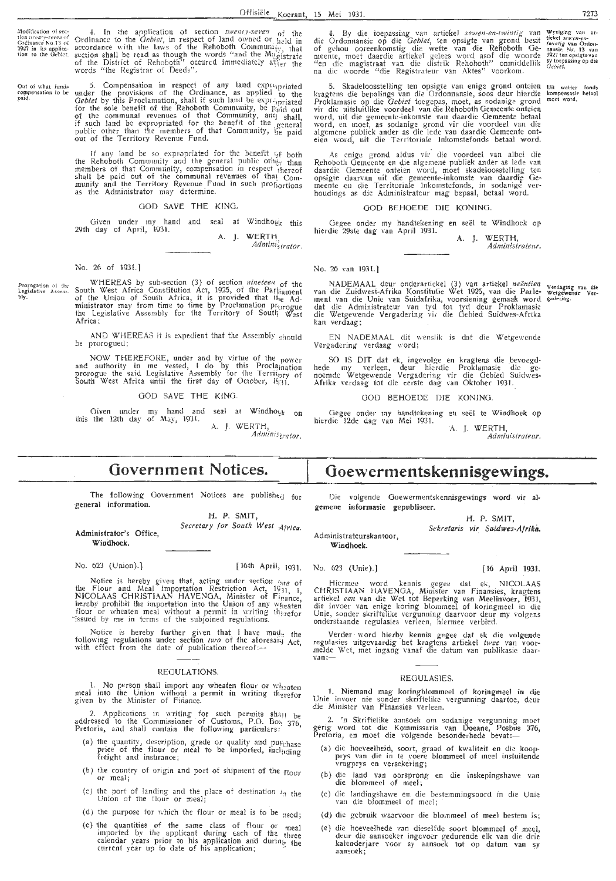*Modification of section twenty-seven of Ordinance No. 13 of 1927 in its application to the Gebiet.*

4. In the application of section *twenty-seven* of the Ordinance to the *Gebiet*, in respect of land owned or held in accordance with the laws of the Rehoboth Community, that section shall be read as though the words "and the Magistrate of the District of Rehoboth" occured immediately after the words "the Registrar of Deeds".

*Out of what funds compensation to be paid.*

5. Compensation in respect of any land expropriated under the provisions of the Ordinance, as applied to the *Gebiet* by this Proclamation, shall if such land be expropriated for the sole benefit of the Rehoboth Community, be paid out of the communal revenues of that Community, and shall, if such land be expropriated for the benefit of the general public other than the members of that Community, be paid out of the Territory Revenue Fund.

If any land be so expropriated for the benefit of both the Rehoboth Community and the general public other than members of that Community, compensation in respect thereof shall be paid out of the communal revenues of that Community and the Territory Revenue Fund in such proportions as the Administrator may determine.

GOD SAVE THE KING.

Given under my hand and seal at Windhoek this 29th day of April, 1931.

A. J. WERTH,
*Administrator.*

*Wysiging van artiekel sewen-en-twintig van Ordonnansie Nr. 13 van 1927 ten opsigte van sy toepassing op die Gebiet.*

4. By die toepassing van artiekel *sewen-en-twintig* van die Ordonnansie op die *Gebiet*, ten opsigte van grond besit of gehou ooreenkomstig die wette van die Rehoboth Gemeente, moet daardie artiekel gelees word asof die woorde "en die magistraat van die distrik Rehoboth" onmiddellik na die woorde "die Registrateur van Aktes" voorkom.

*Uit watter fonds kompensasie betaal moet word.*

5. Skadeloosstelling ten opsigte van enige grond onteien kragtens die bepalings van die Ordonnansie, soos deur hierdie Proklamasie op die *Gebiet* toegepas, moet, as sodanige grond vir die uitsluitlike voordeel van die Rehoboth Gemeente onteien word, uit die gemeente-inkomste van daardie Gemeente betaal word, en moet, as sodanige grond vir die voordeel van die algemene publiek ander as die lede van daardie Gemeente onteien word, uit die Territoriale Inkomstefonds betaal word.

As enige grond aldus vir die voordeel van albei die Rehoboth Gemeente en die algemene publiek ander as lede van daardie Gemeente onteien word, moet skadeloosstelling ten opsigte daarvan uit die gemeente-inkomste van daardie Gemeente en die Territoriale Inkomstefonds, in sodanige verhoudings as die Administrateur mag bepaal, betaal word.

GOD BEHOEDE DIE KONING.

Gegee onder my handtekening en seël te Windhoek op hierdie 29ste dag van April 1931.

A. J. WERTH,
*Administrateur.*

No. 26 of 1931.]

*Prorogation of the Legislative Assembly.*

WHEREAS by sub-section (3) of section *nineteen* of the South West Africa Constitution Act, 1925, of the Parliament of the Union of South Africa, it is provided that the Administrator may from time to time by Proclamation prorogue the Legislative Assembly for the Territory of South West Africa;

AND WHEREAS it is expedient that the Assembly should be prorogued;

NOW THEREFORE, under and by virtue of the power and authority in me vested, I do by this Proclamation prorogue the said Legislative Assembly for the Territory of South West Africa until the first day of October, 1931.

GOD SAVE THE KING.

Given under my hand and seal at Windhoek on this the 12th day of May, 1931.

A. J. WERTH,
*Administrator.*

No. 26 van 1931.]

*Verdaging van die Wetgewende Vergadering.*

NADEMAAL deur onderartiekel (3) van artiekel *neëntien* van die Zuidwest-Afrika Konstitutie Wet 1925, van die Parlement van die Unie van Suidafrika, voorsiening gemaak word dat die Administrateur van tyd tot tyd deur Proklamasie die Wetgewende Vergadering vir die Gebied Suidwes-Afrika kan verdaag;

EN NADEMAAL dit wenslik is dat die Wetgewende Vergadering verdaag word;

SO IS DIT dat ek, ingevolge en kragtens die bevoegdhede my verleen, deur hierdie Proklamasie die genoemde Wetgewende Vergadering vir die Gebied Suidwes-Afrika verdaag tot die eerste dag van Oktober 1931.

GOD BEHOEDE DIE KONING.

Gegee onder my handtekening en seël te Windhoek op hierdie 12de dag van Mei 1931.

A. J. WERTH,
*Administrateur.*

# Government Notices.

The following Government Notices are published for general information.

H. P. SMIT,
*Secretary for South West Africa.*

**Administrator's Office,**
**Windhoek.**

No. 623 (Union).] [16th April, 1931.

Notice is hereby given that, acting under section *one* of the Flour and Meal Importation Restriction Act, 1931, I, NICOLAAS CHRISTIAAN HAVENGA, Minister of Finance, hereby prohibit the importation into the Union of any wheaten flour or wheaten meal without a permit in writing therefor issued by me in terms of the subjoined regulations.

Notice is hereby further given that I have made the following regulations under section *two* of the aforesaid Act, with effect from the date of publication thereof:—

## REGULATIONS.

1. No person shall import any wheaten flour or wheaten meal into the Union without a permit in writing therefor given by the Minister of Finance.

2. Applications in writing for such permits shall be addressed to the Commissioner of Customs, P.O. Box 376, Pretoria, and shall contain the following particulars:

(a) the quantity, description, grade or quality and purchase price of the flour or meal to be imported, including freight and insurance;

(b) the country of origin and port of shipment of the flour or meal;

(c) the port of landing and the place of destination in the Union of the flour or meal;

(d) the purpose for which the flour or meal is to be used;

(e) the quantities of the same class of flour or meal imported by the applicant during each of the three calendar years prior to his application and during the current year up to date of his application;

# Goewermentskennisgewings.

Die volgende Goewermentskennisgewings word vir algemene informasie gepubliseer.

H. P. SMIT,
*Sekretaris vir Suidwes-Afrika.*

Administrateurskantoor,
**Windhoek.**

No. 623 (Unie).] [16 April 1931.

Hiermee word kennis gegee dat ek, NICOLAAS CHRISTIAAN HAVENGA, Minister van Finansies, kragtens artiekel *een* van die Wet tot Beperking van Meelinvoer, 1931, die invoer van enige koring blommeel of koringmeel in die Unie, sonder skriftelike vergunning daarvoor deur my volgens onderstaande regulasies verleen, hiermee verbied.

Verder word hierby kennis gegee dat ek die volgende regulasies uitgevaardig het kragtens artiekel *twee* van voormelde Wet, met ingang vanaf die datum van publikasie daarvan:—

## REGULASIES.

1. Niemand mag koringblommeel of koringmeel in die Unie invoer nie sonder skriftelike vergunning daartoe, deur die Minister van Finansies verleen.

2. 'n Skriftelike aansoek om sodanige vergunning moet gerig word tot die Kommissaris van Doeane, Posbus 376, Pretoria, en moet die volgende besonderhede bevat:—

(a) die hoeveelheid, soort, graad of kwaliteit en die koopprys van die in te voere blommeel of meel insluitende vragprys en versekering;

(b) die land van oorsprong en die inskepingshawe van die blommeel of meel;

(c) die landingshawe en die bestemmingsoord in die Unie van die blommeel of meel;

(d) die gebruik waarvoor die blommeel of meel bestem is;

(e) die hoeveelhede van dieselfde soort blommeel of meel, deur die aansoeker ingevoer gedurende elk van die drie kalenderjare voor sy aansoek tot op datum van sy aansoek;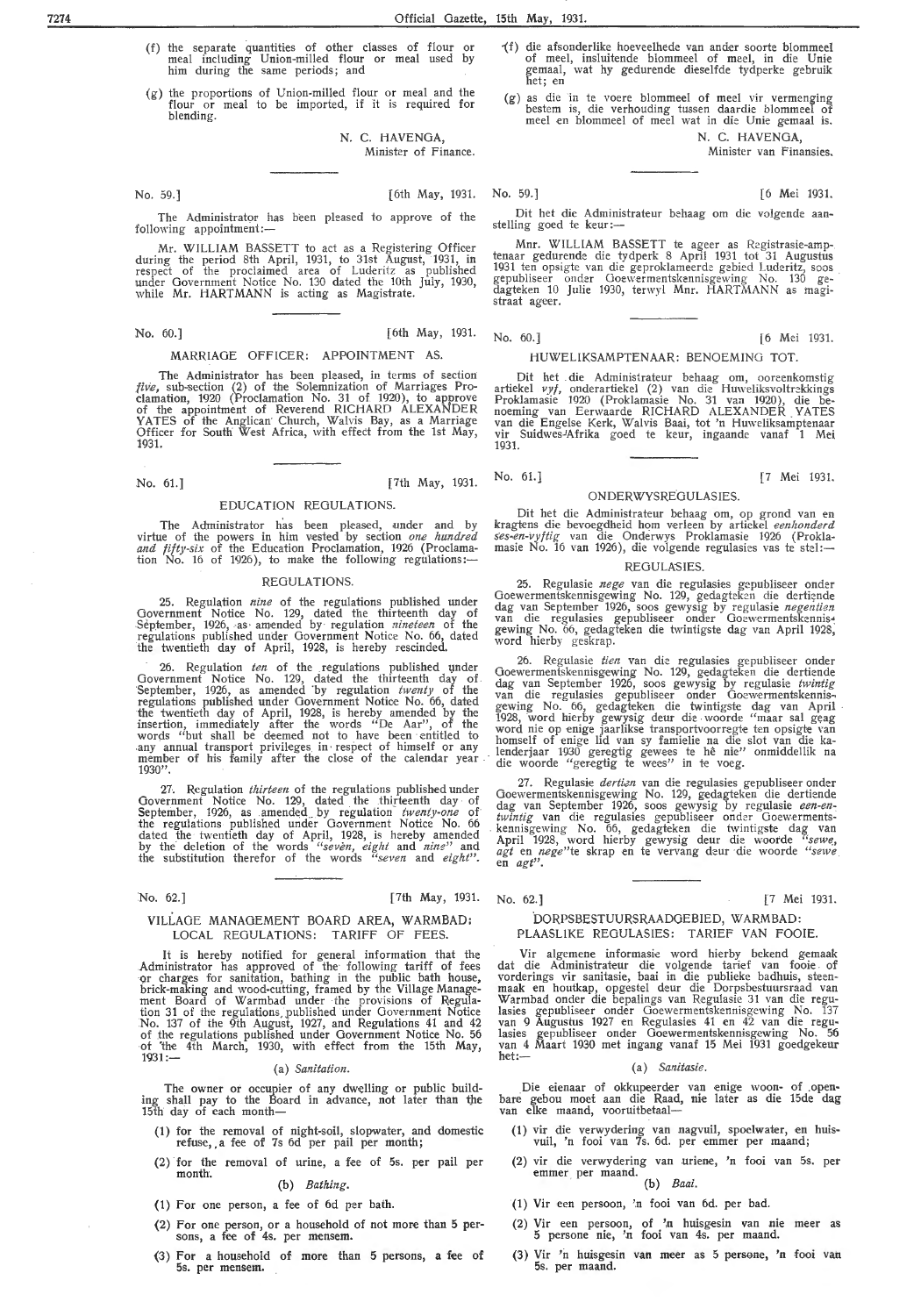(f) the separate quantities of other classes of flour or meal including Union-milled flour or meal used by him during the same periods; and

(g) the proportions of Union-milled flour or meal and the flour or meal to be imported, if it is required for blending.

N. C. HAVENGA,
Minister of Finance.

No. 59.] [6th May, 1931.

The Administrator has been pleased to approve of the following appointment:—

Mr. WILLIAM BASSETT to act as a Registering Officer during the period 8th April, 1931, to 31st August, 1931, in respect of the proclaimed area of Luderitz as published under Government Notice No. 130 dated the 10th July, 1930, while Mr. HARTMANN is acting as Magistrate.

No. 60.] [6th May, 1931.

## MARRIAGE OFFICER: APPOINTMENT AS.

The Administrator has been pleased, in terms of section *five*, sub-section (2) of the Solemnization of Marriages Proclamation, 1920 (Proclamation No. 31 of 1920), to approve of the appointment of Reverend RICHARD ALEXANDER YATES of the Anglican Church, Walvis Bay, as a Marriage Officer for South West Africa, with effect from the 1st May, 1931.

No. 61.] [7th May, 1931.

## EDUCATION REGULATIONS.

The Administrator has been pleased, under and by virtue of the powers in him vested by section *one hundred and fifty-six* of the Education Proclamation, 1926 (Proclamation No. 16 of 1926), to make the following regulations:—

### REGULATIONS.

25. Regulation *nine* of the regulations published under Government Notice No. 129, dated the thirteenth day of September, 1926, as amended by regulation *nineteen* of the regulations published under Government Notice No. 66, dated the twentieth day of April, 1928, is hereby rescinded.

26. Regulation *ten* of the regulations published under Government Notice No. 129, dated the thirteenth day of September, 1926, as amended by regulation *twenty* of the regulations published under Government Notice No. 66, dated the twentieth day of April, 1928, is hereby amended by the insertion, immediately after the words "De Aar", of the words "but shall be deemed not to have been entitled to any annual transport privileges in respect of himself or any member of his family after the close of the calendar year 1930".

27. Regulation *thirteen* of the regulations published under Government Notice No. 129, dated the thirteenth day of September, 1926, as amended by regulation *twenty-one* of the regulations published under Government Notice No. 66 dated the twentieth day of April, 1928, is hereby amended by the deletion of the words *"seven, eight* and *nine"* and the substitution therefor of the words *"seven* and *eight"*.

No. 62.] [7th May, 1931.

## VILLAGE MANAGEMENT BOARD AREA, WARMBAD: LOCAL REGULATIONS: TARIFF OF FEES.

It is hereby notified for general information that the Administrator has approved of the following tariff of fees or charges for sanitation, bathing in the public bath house, brick-making and wood-cutting, framed by the Village Management Board of Warmbad under the provisions of Regulation 31 of the regulations published under Government Notice No. 137 of the 9th August, 1927, and Regulations 41 and 42 of the regulations published under Government Notice No. 56 of the 4th March, 1930, with effect from the 15th May, 1931:—

### (a) *Sanitation.*

The owner or occupier of any dwelling or public building shall pay to the Board in advance, not later than the 15th day of each month—

(1) for the removal of night-soil, slopwater, and domestic refuse, a fee of 7s 6d per pail per month;

(2) for the removal of urine, a fee of 5s. per pail per month.

### (b) *Bathing.*

(1) For one person, a fee of 6d per bath.

(2) For one person, or a household of not more than 5 persons, a fee of 4s. per mensem.

(3) For a household of more than 5 persons, a fee of 5s. per mensem.

(f) die afsonderlike hoeveelhede van ander soorte blommeel of meel, insluitende blommeel of meel, in die Unie gemaal, wat hy gedurende dieselfde tydperke gebruik het; en

(g) as die in te voere blommeel of meel vir vermenging bestem is, die verhouding tussen daardie blommeel of meel en blommeel of meel wat in die Unie gemaal is.

N. C. HAVENGA,
Minister van Finansies.

No. 59.] [6 Mei 1931.

Dit het die Administrateur behaag om die volgende aanstelling goed te keur:—

Mnr. WILLIAM BASSETT te ageer as Registrasie-amptenaar gedurende die tydperk 8 April 1931 tot 31 Augustus 1931 ten opsigte van die geproklameerde gebied Luderitz, soos gepubliseer onder Goewermentskennisgewing No. 130 gedagteken 10 Julie 1930, terwyl Mnr. HARTMANN as magistraat ageer.

No. 60.] [6 Mei 1931.

## HUWELIKSAMPTENAAR: BENOEMING TOT.

Dit het die Administrateur behaag om, ooreenkomstig artiekel *vyf*, onderartiekel (2) van die Huweliksvoltrekkings Proklamasie 1920 (Proklamasie No. 31 van 1920), die benoeming van Eerwaarde RICHARD ALEXANDER YATES van die Engelse Kerk, Walvis Baai, tot 'n Huweliksamptenaar vir Suidwes-Afrika goed te keur, ingaande vanaf 1 Mei 1931.

No. 61.] [7 Mei 1931.

## ONDERWYSREGULASIES.

Dit het die Administrateur behaag om, op grond van en kragtens die bevoegdheid hom verleen by artiekel *eenhonderd ses-en-vyftig* van die Onderwys Proklamasie 1926 (Proklamasie No. 16 van 1926), die volgende regulasies vas te stel:—

### REGULASIES.

25. Regulasie *nege* van die regulasies gepubliseer onder Goewermentskennisgewing No. 129, gedagteken die dertiende dag van September 1926, soos gewysig by regulasie *negentien* van die regulasies gepubliseer onder Goewermentskennisgewing No. 66, gedagteken die twintigste dag van April 1928, word hierby geskrap.

26. Regulasie *tien* van die regulasies gepubliseer onder Goewermentskennisgewing No. 129, gedagteken die dertiende dag van September 1926, soos gewysig by regulasie *twintig* van die regulasies gepubliseer onder Goewermentskennisgewing No. 66, gedagteken die twintigste dag van April 1928, word hierby gewysig deur die woorde "maar sal geag word nie op enige jaarlikse transportvoorregte ten opsigte van homself of enige lid van sy familie na die slot van die kalenderjaar 1930 geregtig gewees te hê nie" onmiddellik na die woorde "geregtig te wees" in te voeg.

27. Regulasie *dertien* van die regulasies gepubliseer onder Goewermentskennisgewing No. 129, gedagteken die dertiende dag van September 1926, soos gewysig by regulasie *een-en-twintig* van die regulasies gepubliseer onder Goewermentskennisgewing No. 66, gedagteken die twintigste dag van April 1928, word hierby gewysig deur die woorde *"sewe, agt* en *nege"* te skrap en te vervang deur die woorde *"sewe* en *agt"*.

No. 62.] [7 Mei 1931.

## DORPSBESTUURSRAADGEBIED, WARMBAD: PLAASLIKE REGULASIES: TARIEF VAN FOOIE.

Vir algemene informasie word hierby bekend gemaak dat die Administrateur die volgende tarief van fooie of vorderings vir sanitasie, baai in die publieke badhuis, steenmaak en houtkap, opgestel deur die Dorpsbestuursraad van Warmbad onder die bepalings van Regulasie 31 van die regulasies gepubliseer onder Goewermentskennisgewing No. 137 van 9 Augustus 1927 en Regulasies 41 en 42 van die regulasies gepubliseer onder Goewermentskennisgewing No. 56 van 4 Maart 1930 met ingang vanaf 15 Mei 1931 goedgekeur het:—

### (a) *Sanitasie.*

Die eienaar of okkupeerder van enige woon- of openbare gebou moet aan die Raad, nie later as die 15de dag van elke maand, vooruitbetaal—

(1) vir die verwydering van nagvuil, spoelwater, en huisvuil, 'n fooi van 7s. 6d. per emmer per maand;

(2) vir die verwydering van uriene, 'n fooi van 5s. per emmer per maand.

### (b) *Baai.*

(1) Vir een persoon, 'n fooi van 6d. per bad.

(2) Vir een persoon, of 'n huisgesin van nie meer as 5 persone nie, 'n fooi van 4s. per maand.

(3) Vir 'n huisgesin van meer as 5 persone, 'n fooi van 5s. per maand.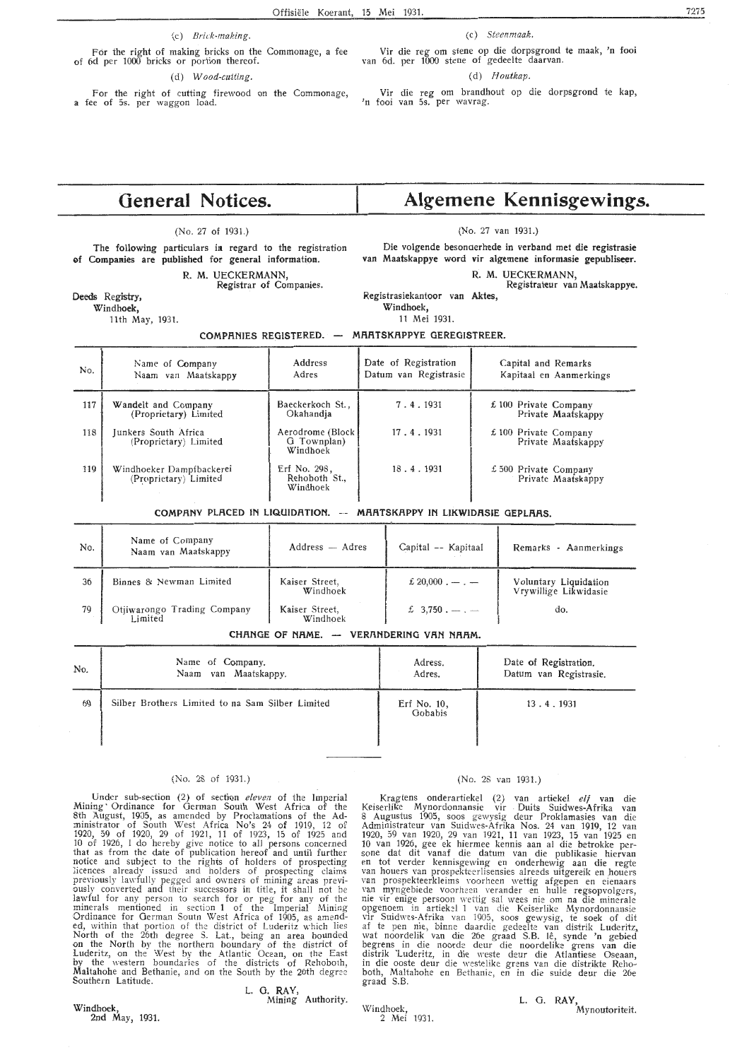(c) *Brick-making.*

For the right of making bricks on the Commonage, a fee of 6d per 1000 bricks or portion thereof.

(d) *Wood-cutting.*

For the right of cutting firewood on the Commonage, a fee of 5s. per waggon load.

(c) *Steenmaak.*

Vir die reg om stene op die dorpsgrond te maak, 'n fooi van 6d. per 1000 stene of gedeelte daarvan.

(d) *Houtkap.*

Vir die reg om brandhout op die dorpsgrond te kap, 'n fooi van 5s. per wavrag.

# General Notices.

# Algemene Kennisgewings.

(No. 27 of 1931.)

**The following particulars in regard to the registration of Companies are published for general information.**

R. M. UECKERMANN,
Registrar of Companies.

Deeds Registry,
Windhoek,
11th May, 1931.

(No. 27 van 1931.)

**Die volgende besonderhede in verband met die registrasie van Maatskappye word vir algemene informasie gepubliseer.**

R. M. UECKERMANN,
Registrateur van Maatskappye.

Registrasiekantoor van Aktes,
Windhoek,
11 Mei 1931.

**COMPANIES REGISTERED. — MAATSKAPPYE GEREGISTREER.**

| No. | Name of Company<br>Naam van Maatskappy | Address<br>Adres | Date of Registration<br>Datum van Registrasie | Capital and Remarks<br>Kapitaal en Aanmerkings |
|---|---|---|---|---|
| 117 | Wandelt and Company (Proprietary) Limited | Baeckerkoch St., Okahandja | 7 . 4 . 1931 | £ 100 Private Company<br>Private Maatskappy |
| 118 | Junkers South Africa (Proprietary) Limited | Aerodrome (Block G Townplan) Windhoek | 17 . 4 . 1931 | £ 100 Private Company<br>Private Maatskappy |
| 119 | Windhoeker Dampfbackerei (Proprietary) Limited | Erf No. 298, Rehoboth St., Windhoek | 18 . 4 . 1931 | £ 500 Private Company<br>Private Maatskappy |

**COMPANY PLACED IN LIQUIDATION. — MAATSKAPPY IN LIKWIDASIE GEPLAAS.**

| No. | Name of Company<br>Naam van Maatskappy | Address — Adres | Capital — Kapitaal | Remarks - Aanmerkings |
|---|---|---|---|---|
| 36 | Binnes & Newman Limited | Kaiser Street, Windhoek | £ 20,000 . — . — | Voluntary Liquidation<br>Vrywillige Likwidasie |
| 79 | Otjiwarongo Trading Company Limited | Kaiser Street, Windhoek | £ 3,750 . — . — | do. |

**CHANGE OF NAME. — VERANDERING VAN NAAM.**

| No. | Name of Company.<br>Naam van Maatskappy. | Adress.<br>Adres. | Date of Registration.<br>Datum van Registrasie. |
|---|---|---|---|
| 69 | Silber Brothers Limited to na Sam Silber Limited | Erf No. 10, Gobabis | 13 . 4 . 1931 |

(No. 28 of 1931.)

Under sub-section (2) of section *eleven* of the Imperial Mining Ordinance for German South West Africa of the 8th August, 1905, as amended by Proclamations of the Administrator of South West Africa No's 24 of 1919, 12 of 1920, 59 of 1920, 29 of 1921, 11 of 1923, 15 of 1925 and 10 of 1926, I do hereby give notice to all persons concerned that as from the date of publication hereof and until further notice and subject to the rights of holders of prospecting licences already issued and holders of prospecting claims previously lawfully pegged and owners of mining areas previously converted and their successors in title, it shall not be lawful for any person to search for or peg for any of the minerals mentioned in section 1 of the Imperial Mining Ordinance for German South West Africa of 1905, as amended, within that portion of the district of Luderitz which lies North of the 26th degree S. Lat., being an area bounded on the North by the northern boundary of the district of Luderitz, on the West by the Atlantic Ocean, on the East by the western boundaries of the districts of Rehoboth, Maltahohe and Bethanie, and on the South by the 26th degree Southern Latitude.

L. G. RAY,
Mining Authority.

Windhoek,
2nd May, 1931.

(No. 28 van 1931.)

Kragtens onderartiekel (2) van artiekel *elf* van die Keiserlike Mynordonnansie vir Duits Suidwes-Afrika van 8 Augustus 1905, soos gewysig deur Proklamasies van die Administrateur van Suidwes-Afrika Nos. 24 van 1919, 12 van 1920, 59 van 1920, 29 van 1921, 11 van 1923, 15 van 1925 en 10 van 1926, gee ek hiermee kennis aan al die betrokke persone dat dit vanaf die datum van die publikasie hiervan en tot verder kennisgewing en onderhewig aan die regte van houers van prospekteerlisensies alreeds uitgereik en houers van prospekteerkleims voorheen wettig afgepen en eienaars van myngebiede voorheen verander en hulle regsopvolgers, nie vir enige persoon wettig sal wees nie om na die minerale opgenoem in artiekel 1 van die Keiserlike Mynordonnansie vir Suidwes-Afrika van 1905, soos gewysig, te soek of dit af te pen nie, binne daardie gedeelte van distrik Luderitz, wat noordelik van die 26e graad S.B. lê, synde 'n gebied begrens in die noorde deur die noordelike grens van die distrik Luderitz, in die weste deur die Atlantiese Oseaan, in die ooste deur die westelike grens van die distrikte Rehoboth, Maltahohe en Bethanie, en in die suide deur die 26e graad S.B.

L. G. RAY,
Mynoutoriteit.

Windhoek,
2 Mei 1931.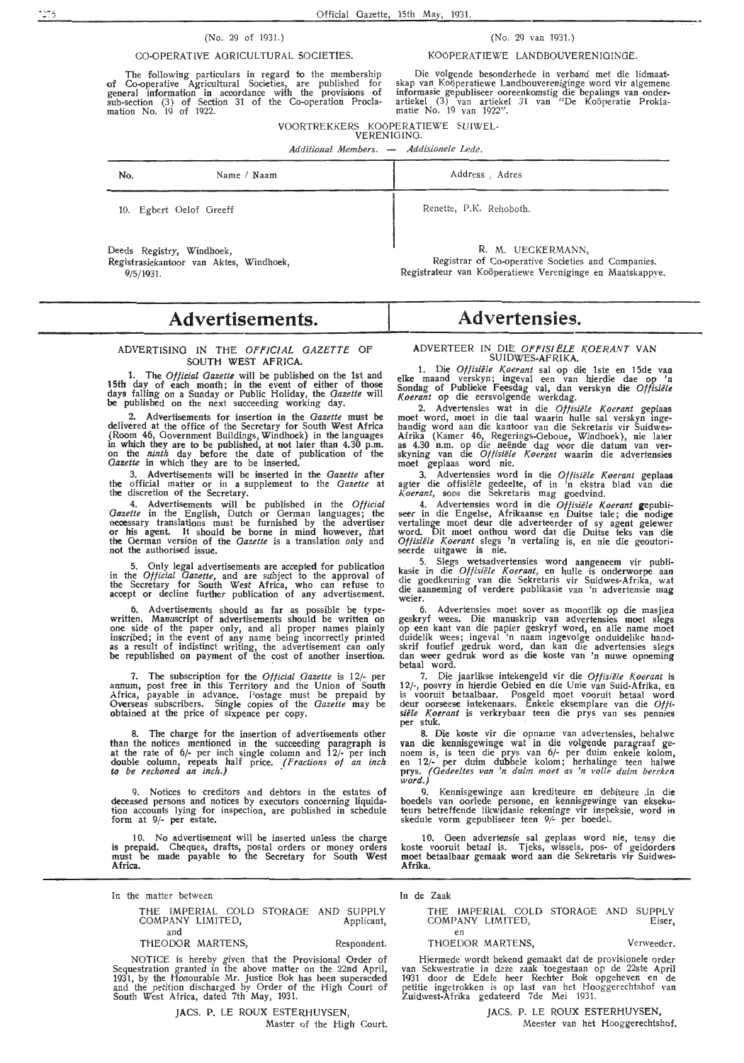(No. 29 of 1931.)

CO-OPERATIVE AGRICULTURAL SOCIETIES.

The following particulars in regard to the membership of Co-operative Agricultural Societies, are published for general information in accordance with the provisions of sub-section (3) of Section 31 of the Co-operation Proclamation No. 19 of 1922.

(No. 29 van 1931.)

KOöPERATIEWE LANDBOUVERENIGINGE.

Die volgende besonderhede in verband met die lidmaatskap van Koöperatiewe Landbouverenigi̇nge word vir algemene informasie gepubliseer ooreenkomstig die bepalings van onderartiekel (3) van artiekel 31 van "De Koöperatie Proklamatie No. 19 van 1922".

VOORTREKKERS KOöPERATIEWE SUIWELVERENIGING.

*Additional Members. — Addisionele Lede.*

| No. | Name / Naam | Address / Adres |
|---|---|---|
| 10. | Egbert Oelof Greeff | Renette, P.K. Rehoboth. |

Deeds Registry, Windhoek,
Registrasiekantoor van Aktes, Windhoek,
9/5/1931.

R. M. UECKERMANN,
Registrar of Co-operative Societies and Companies.
Registrateur van Koöperatiewe Verenigi̇nge en Maatskappye.

# Advertisements.

ADVERTISING IN THE *OFFICIAL GAZETTE* OF SOUTH WEST AFRICA.

1. The *Official Gazette* will be published on the 1st and 15th day of each month; in the event of either of those days falling on a Sunday or Public Holiday, the *Gazette* will be published on the next succeeding working day.

2. Advertisements for insertion in the *Gazette* must be delivered at the office of the Secretary for South West Africa (Room 46, Government Buildings, Windhoek) in the languages in which they are to be published, at not later than 4.30 p.m. on the *ninth* day before the date of publication of the *Gazette* in which they are to be inserted.

3. Advertisements will be inserted in the *Gazette* after the official matter or in a supplement to the *Gazette* at the discretion of the Secretary.

4. Advertisements will be published in the *Official Gazette* in the English, Dutch or German languages; the necessary translations must be furnished by the advertiser or his agent. It should be borne in mind however, that the German version of the *Gazette* is a translation only and not the authorised issue.

5. Only legal advertisements are accepted for publication in the *Official Gazette*, and are subject to the approval of the Secretary for South West Africa, who can refuse to accept or decline further publication of any advertisement.

6. Advertisements should as far as possible be typewritten. Manuscript of advertisements should be written on one side of the paper only, and all proper names plainly inscribed; in the event of any name being incorrectly printed as a result of indistinct writing, the advertisement can only be republished on payment of the cost of another insertion.

7. The subscription for the *Official Gazette* is 12/- per annum, post free in this Territory and the Union of South Africa, payable in advance. Postage must be prepaid by Overseas subscribers. Single copies of the *Gazette* may be obtained at the price of sixpence per copy.

8. The charge for the insertion of advertisements other than the notices mentioned in the succeeding paragraph is at the rate of 6/- per inch single column and 12/- per inch double column, repeats half price. *(Fractions of an inch to be reckoned an inch.)*

9. Notices to creditors and debtors in the estates of deceased persons and notices by executors concerning liquidation accounts lying for inspection, are published in schedule form at 9/- per estate.

10. No advertisement will be inserted unless the charge is prepaid. Cheques, drafts, postal orders or money orders must be made payable to the Secretary for South West Africa.

# Advertensies.

ADVERTEER IN DIE *OFFISIëLE KOERANT* VAN SUIDWES-AFRIKA.

1. Die *Offisiële Koerant* sal op die 1ste en 15de van elke maand verskyn; ingeval een van hierdie dae op 'n Sondag of Publieke Feesdag val, dan verskyn die *Offisiële Koerant* op die eersvolgende werkdag.

2. Advertensies wat in die *Offisiële Koerant* geplaas moet word, moet in die taal waarin hulle sal verskyn ingehandig word aan die kantoor van die Sekretaris vir Suidwes-Afrika (Kamer 46, Regerings-Geboue, Windhoek), nie later as 4.30 n.m. op die neënde dag voor die datum van verskyning van die *Offisiële Koerant* waarin die advertensies moet geplaas word nie.

3. Advertensies word in die *Offisiële Koerant* geplaas agter die offisiële gedeelte, of in 'n ekstra blad van die *Koerant*, soos die Sekretaris mag goedvind.

4. Advertensies word in die *Offisiële Koerant* gepubliseer in die Engelse, Afrikaanse en Duitse tale; die nodige vertalinge moet deur die adverteerder of sy agent gelewer word. Dit moet onthou word dat die Duitse teks van die *Offisiële Koerant* slegs 'n vertaling is, en nie die geoutoriseerde uitgawe is nie.

5. Slegs wetsadvertensies word aangeneem vir publikasie in die *Offisiële Koerant*, en hulle is onderworpe aan die goedkeuring van die Sekretaris vir Suidwes-Afrika, wat die aanneming of verdere publikasie van 'n advertensie mag weier.

6. Advertensies moet sover as moontlik op die masjien geskryf wees. Die manuskrip van advertensies moet slegs op een kant van die papier geskryf word, en alle name moet duidelik wees; ingeval 'n naam ingevolge onduidelike handskrif foutief gedruk word, dan kan die advertensies slegs dan weer gedruk word as die koste van 'n nuwe opneming betaal word.

7. Die jaarlikse intekengeld vir die *Offisiële Koerant* is 12/-, posvry in hierdie Gebied en die Unie van Suid-Afrika, en is vooruit betaalbaar. Posgeld moet vooruit betaal word deur oorseese intekenaars. Enkele eksemplare van die *Offisiële Koerant* is verkrybaar teen die prys van ses pennies per stuk.

8. Die koste vir die opname van advertensies, behalwe van die kennisgewinge wat in die volgende paragraaf genoem is, is teen die prys van 6/- per duim enkele kolom, en 12/- per duim dubbele kolom; herhalinge teen halwe prys. *(Gedeeltes van 'n duim moet as 'n volle duim bereken word.)*

9. Kennisgewinge aan krediteure en debiteure in die boedels van oorlede persone, en kennisgewinge van eksekuteurs betreffende likwidasie rekeninge vir inspeksie, word in skedule vorm gepubliseer teen 9/- per boedel.

10. Geen advertensie sal geplaas word nie, tensy die koste vooruit betaal is. Tjeks, wissels, pos- of geldorders moet betaalbaar gemaak word aan die Sekretaris vir Suidwes-Afrika.

In the matter between

THE IMPERIAL COLD STORAGE AND SUPPLY COMPANY LIMITED, Applicant,
and
THEODOR MARTENS, Respondent.

NOTICE is hereby given that the Provisional Order of Sequestration granted in the above matter on the 22nd April, 1931, by the Honourable Mr. Justice Bok has been superseded and the petition discharged by Order of the High Court of South West Africa, dated 7th May, 1931.

JACS. P. LE ROUX ESTERHUYSEN,
Master of the High Court.

In de Zaak

THE IMPERIAL COLD STORAGE AND SUPPLY COMPANY LIMITED, Eiser,
en
THOEDOR MARTENS, Verweeder.

Hiermede wordt bekend gemaakt dat de provisionele order van Sekwestratie in deze zaak toegestaan op de 22ste April 1931 door de Edele heer Rechter Bok opgeheven en de petitie ingetrokken is op last van het Hooggerechtshof van Zuidwest-Afrika gedateerd 7de Mei 1931.

JACS. P. LE ROUX ESTERHUYSEN,
Meester van het Hooggerechtshof.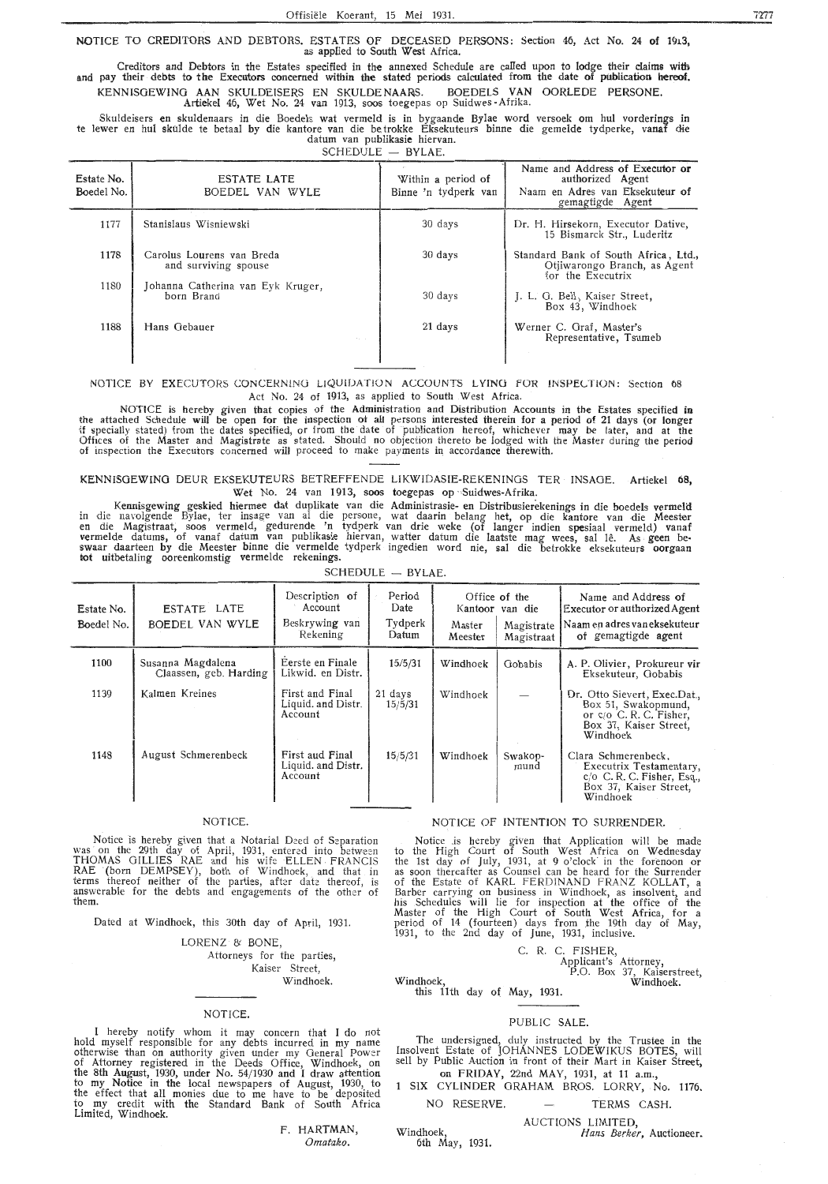**NOTICE TO CREDITORS AND DEBTORS. ESTATES OF DECEASED PERSONS:** Section 46, Act No. 24 of 1913, as applied to South West Africa.

Creditors and Debtors in the Estates specified in the annexed Schedule are called upon to lodge their claims with and pay their debts to the Executors concerned within the stated periods calculated from the date of publication hereof.

**KENNISGEWING AAN SKULDEISERS EN SKULDENAARS. BOEDELS VAN OORLEDE PERSONE.** Artiekel 46, Wet No. 24 van 1913, soos toegepas op Suidwes-Afrika.

Skuldeisers en skuldenaars in die Boedels wat vermeld is in bygaande Bylae word versoek om hul vorderings in te lewer en hul skulde te betaal by die kantore van die betrokke Eksekuteurs binne die gemelde tydperke, vanaf die datum van publikasie hiervan.

SCHEDULE — BYLAE.

| Estate No. Boedel No. | ESTATE LATE BOEDEL VAN WYLE | Within a period of Binne 'n tydperk van | Name and Address of Executor or authorized Agent Naam en Adres van Eksekuteur of gemagtigde Agent |
|---|---|---|---|
| 1177 | Stanislaus Wisniewski | 30 days | Dr. H. Hirsekorn, Executor Dative, 15 Bismarck Str., Luderitz |
| 1178 | Carolus Lourens van Breda and surviving spouse | 30 days | Standard Bank of South Africa, Ltd., Otjiwarongo Branch, as Agent for the Executrix |
| 1180 | Johanna Catherina van Eyk Kruger, born Brand | 30 days | J. L. G. Bell, Kaiser Street, Box 43, Windhoek |
| 1188 | Hans Gebauer | 21 days | Werner C. Graf, Master's Representative, Tsumeb |

**NOTICE BY EXECUTORS CONCERNING LIQUIDATION ACCOUNTS LYING FOR INSPECTION:** Section 68 Act No. 24 of 1913, as applied to South West Africa.

NOTICE is hereby given that copies of the Administration and Distribution Accounts in the Estates specified in the attached Schedule will be open for the inspection of all persons interested therein for a period of 21 days (or longer if specially stated) from the dates specified, or from the date of publication hereof, whichever may be later, and at the Offices of the Master and Magistrate as stated. Should no objection thereto be lodged with the Master during the period of inspection the Executors concerned will proceed to make payments in accordance therewith.

**KENNISGEWING DEUR EKSEKUTEURS BETREFFENDE LIKWIDASIE-REKENINGS TER INSAGE.** Artiekel 68, Wet No. 24 van 1913, soos toegepas op Suidwes-Afrika.

Kennisgewing geskied hiermee dat duplikate van die Administrasie- en Distribusierekenings in die boedels vermeld in die navolgende Bylae, ter insage van al die persone, wat daarin belang het, op die kantore van die Meester en die Magistraat, soos vermeld, gedurende 'n tydperk van drie weke (of langer indien spesiaal vermeld) vanaf vermelde datums, of vanaf datum van publikasie hiervan, watter datum die laatste mag wees, sal lê. As geen beswaar daarteen by die Meester binne die vermelde tydperk ingedien word nie, sal die betrokke eksekuteurs oorgaan tot uitbetaling ooreenkomstig vermelde rekenings.

SCHEDULE — BYLAE.

| Estate No. Boedel No. | ESTATE LATE BOEDEL VAN WYLE | Description of Account Beskrywing van Rekening | Period Date Tydperk Datum | Office of the Kantoor van die Master Meester | Magistrate Magistraat | Name and Address of Executor or authorized Agent Naam en adres van eksekuteur of gemagtigde agent |
|---|---|---|---|---|---|---|
| 1100 | Susanna Magdalena Claassen, geb. Harding | Eerste en Finale Likwid. en Distr. | 15/5/31 | Windhoek | Gobabis | A. P. Olivier, Prokureur vir Eksekuteur, Gobabis |
| 1139 | Kalmen Kreines | First and Final Liquid. and Distr. Account | 21 days 15/5/31 | Windhoek | — | Dr. Otto Sievert, Exec.Dat., Box 51, Swakopmund, or c/o C. R. C. Fisher, Box 37, Kaiser Street, Windhoek |
| 1148 | August Schmerenbeck | First and Final Liquid. and Distr. Account | 15/5/31 | Windhoek | Swakopmund | Clara Schmerenbeck, Executrix Testamentary, c/o C. R. C. Fisher, Esq., Box 37, Kaiser Street, Windhoek |

## NOTICE.

Notice is hereby given that a Notarial Deed of Separation was on the 29th day of April, 1931, entered into between THOMAS GILLIES RAE and his wife ELLEN FRANCIS RAE (born DEMPSEY), both of Windhoek, and that in terms thereof neither of the parties, after date thereof, is answerable for the debts and engagements of the other of them.

Dated at Windhoek, this 30th day of April, 1931.

LORENZ & BONE,
Attorneys for the parties,
Kaiser Street,
Windhoek.

## NOTICE.

I hereby notify whom it may concern that I do not hold myself responsible for any debts incurred in my name otherwise than on authority given under my General Power of Attorney registered in the Deeds Office, Windhoek, on the 8th August, 1930, under No. 54/1930 and I draw attention to my Notice in the local newspapers of August, 1930, to the effect that all monies due to me have to be deposited to my credit with the Standard Bank of South Africa Limited, Windhoek.

F. HARTMAN,
*Omatako.*

## NOTICE OF INTENTION TO SURRENDER.

Notice is hereby given that Application will be made to the High Court of South West Africa on Wednesday the 1st day of July, 1931, at 9 o'clock in the forenoon or as soon thereafter as Counsel can be heard for the Surrender of the Estate of KARL FERDINAND FRANZ KOLLAT, a Barber carrying on business in Windhoek, as insolvent, and his Schedules will lie for inspection at the office of the Master of the High Court of South West Africa, for a period of 14 (fourteen) days from the 19th day of May, 1931, to the 2nd day of June, 1931, inclusive.

C. R. C. FISHER,
Applicant's Attorney,
P.O. Box 37, Kaiserstreet,
Windhoek.

Windhoek,
this 11th day of May, 1931.

## PUBLIC SALE.

The undersigned, duly instructed by the Trustee in the Insolvent Estate of JOHANNES LODEWIKUS BOTES, will sell by Public Auction in front of their Mart in Kaiser Street,

on FRIDAY, 22nd MAY, 1931, at 11 a.m.,

1 SIX CYLINDER GRAHAM BROS. LORRY, No. 1176.

NO RESERVE. — TERMS CASH.

AUCTIONS LIMITED,
*Hans Berker,* Auctioneer.

Windhoek,
6th May, 1931.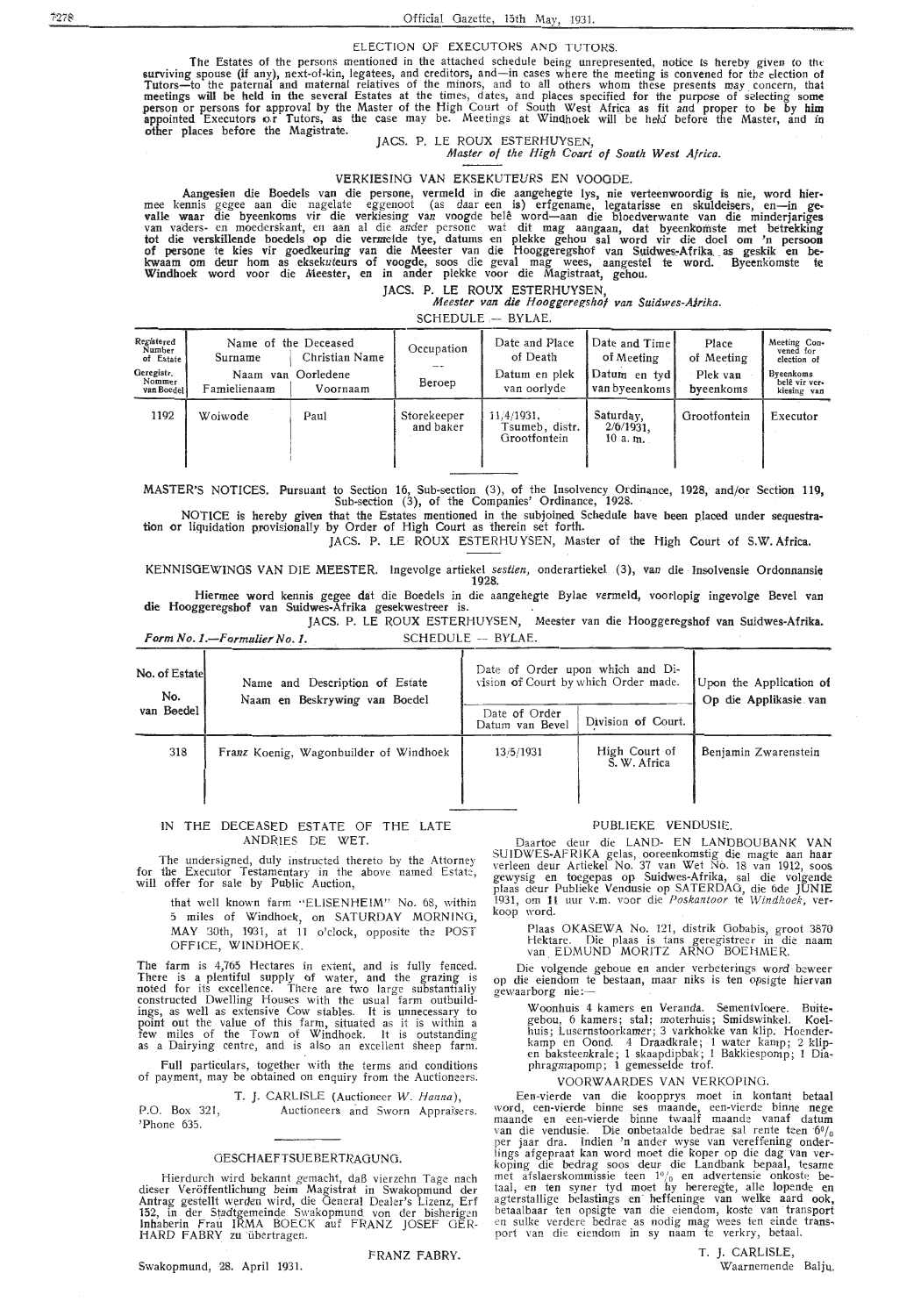## ELECTION OF EXECUTORS AND TUTORS.

The Estates of the persons mentioned in the attached schedule being unrepresented, notice is hereby given to the surviving spouse (if any), next-of-kin, legatees, and creditors, and—in cases where the meeting is convened for the election of Tutors—to the paternal and maternal relatives of the minors, and to all others whom these presents may concern, that meetings will be held in the several Estates at the times, dates, and places specified for the purpose of selecting some person or persons for approval by the Master of the High Court of South West Africa as fit and proper to be by him appointed Executors or Tutors, as the case may be. Meetings at Windhoek will be held before the Master, and in other places before the Magistrate.

JACS. P. LE ROUX ESTERHUYSEN,
*Master of the High Court of South West Africa.*

## VERKIESING VAN EKSEKUTEURS EN VOOGDE.

Aangesien die Boedels van die persone, vermeld in die aangehegte lys, nie verteenwoordig is nie, word hiermee kennis gegee aan die nagelate eggenoot (as daar een is) erfgename, legatarisse en skuldeisers, en—in gevalle waar die byeenkoms vir die verkiesing van voogde belê word—aan die bloedverwante van die minderjariges van vaders- en moederskant, en aan al die ander persone wat dit mag aangaan, dat byeenkomste met betrekking tot die verskillende boedels op die vermelde tye, datums en plekke gehou sal word vir die doel om 'n persoon of persone te kies vir goedkeuring van die Meester van die Hooggeregshof van Suidwes-Afrika as geskik en bekwaam om deur hom as eksekuteurs of voogde, soos die geval mag wees, aangestel te word. Byeenkomste te Windhoek word voor die Meester, en in ander plekke voor die Magistraat, gehou.

JACS. P. LE ROUX ESTERHUYSEN,
*Meester van die Hooggeregshof van Suidwes-Afrika.*

SCHEDULE — BYLAE.

| Registered Number of Estate / Geregistr. Nommer van Boedel | Name of the Deceased — Surname / Naam van Oorledene — Familienaam | Christian Name / Voornaam | Occupation / Beroep | Date and Place of Death / Datum en plek van oorlyde | Date and Time of Meeting / Datum en tyd van byeenkoms | Place of Meeting / Plek van byeenkoms | Meeting Convened for election of / Byeenkoms belê vir verkiesing van |
|---|---|---|---|---|---|---|---|
| 1192 | Woiwode | Paul | Storekeeper and baker | 11/4/1931, Tsumeb, distr. Grootfontein | Saturday, 2/6/1931, 10 a. m. | Grootfontein | Executor |

MASTER'S NOTICES. Pursuant to Section 16, Sub-section (3), of the Insolvency Ordinance, 1928, and/or Section 119, Sub-section (3), of the Companies' Ordinance, 1928.

NOTICE is hereby given that the Estates mentioned in the subjoined Schedule have been placed under sequestration or liquidation provisionally by Order of High Court as therein set forth.

JACS. P. LE ROUX ESTERHUYSEN, Master of the High Court of S.W. Africa.

KENNISGEWINGS VAN DIE MEESTER. Ingevolge artiekel *sestien*, onderartiekel (3), van die Insolvensie Ordonnansie 1928.

Hiermee word kennis gegee dat die Boedels in die aangehegte Bylae vermeld, voorlopig ingevolge Bevel van die Hooggeregshof van Suidwes-Afrika gesekwestreer is.

JACS. P. LE ROUX ESTERHUYSEN, Meester van die Hooggeregshof van Suidwes-Afrika.

*Form No. 1.—Formulier No. 1.* SCHEDULE — BYLAE.

| No. of Estate / No. van Boedel | Name and Description of Estate / Naam en Beskrywing van Boedel | Date of Order upon which and Division of Court by which Order made. — Date of Order / Datum van Bevel | Division of Court. | Upon the Application of / Op die Applikasie van |
|---|---|---|---|---|
| 318 | Franz Koenig, Wagonbuilder of Windhoek | 13/5/1931 | High Court of S. W. Africa | Benjamin Zwarenstein |

## IN THE DECEASED ESTATE OF THE LATE ANDRIES DE WET.

The undersigned, duly instructed thereto by the Attorney for the Executor Testamentary in the above named Estate, will offer for sale by Public Auction,

> that well known farm "ELISENHEIM" No. 68, within 5 miles of Windhoek, on SATURDAY MORNING, MAY 30th, 1931, at 11 o'clock, opposite the POST OFFICE, WINDHOEK.

The farm is 4,765 Hectares in extent, and is fully fenced. There is a plentiful supply of water, and the grazing is noted for its excellence. There are two large substantially constructed Dwelling Houses with the usual farm outbuildings, as well as extensive Cow stables. It is unnecessary to point out the value of this farm, situated as it is within a few miles of the Town of Windhoek. It is outstanding as a Dairying centre, and is also an excellent sheep farm.

Full particulars, together with the terms and conditions of payment, may be obtained on enquiry from the Auctioneers.

T. J. CARLISLE (Auctioneer *W. Hanna*),
Auctioneers and Sworn Appraisers.

P.O. Box 321,
'Phone 635.

## GESCHAEFTSUEBERTRAGUNG.

Hierdurch wird bekannt gemacht, daß vierzehn Tage nach dieser Veröffentlichung beim Magistrat in Swakopmund der Antrag gestellt werden wird, die General Dealer's Lizenz, Erf 152, in der Stadtgemeinde Swakopmund von der bisherigen Inhaberin Frau IRMA BOECK auf FRANZ JOSEF GERHARD FABRY zu übertragen.

FRANZ FABRY.

Swakopmund, 28. April 1931.

## PUBLIEKE VENDUSIE.

Daartoe deur die LAND- EN LANDBOUBANK VAN SUIDWES-AFRIKA gelas, ooreenkomstig die magte aan haar verleen deur Artiekel No. 37 van Wet No. 18 van 1912, soos gewysig en toegepas op Suidwes-Afrika, sal die volgende plaas deur Publieke Vendusie op SATERDAG, die 6de JUNIE 1931, om 11 uur v.m. voor die *Poskantoor* te *Windhoek*, verkoop word.

> Plaas OKASEWA No. 121, distrik Gobabis, groot 3870 Hektare. Die plaas is tans geregistreer in die naam van EDMUND MORITZ ARNO BOEHMER.

Die volgende geboue en ander verbeterings word beweer op die eiendom te bestaan, maar niks is ten opsigte hiervan gewaarborg nie:—

> Woonhuis 4 kamers en Veranda. Sementvloere. Buitegebou, 6 kamers; stal; moterhuis; Smidswinkel. Koelhuis; Lusernstoorkamer; 3 varkhokke van klip. Hoenderkamp en Oond. 4 Draadkrale; 1 water kamp; 2 klip- en baksteenkrale; 1 skaapdipbak; 1 Bakkiespomp; 1 Diaphragmapomp; 1 gemesselde trof.

### VOORWAARDES VAN VERKOPING.

Een-vierde van die koopprys moet in kontant betaal word, een-vierde binne ses maande, een-vierde binne nege maande en een-vierde binne twaalf maande vanaf datum van die vendusie. Die onbetaalde bedrae sal rente teen 6% per jaar dra. Indien 'n ander wyse van vereffening onderlings afgepraat kan word moet die koper op die dag van verkoping die bedrag soos deur die Landbank bepaal, tesame met afslaerskommissie teen 1% en advertensie onkoste betaal, en ten syner tyd moet hy hereregte, alle lopende en agterstallige belastings en heffeninge van welke aard ook, betaalbaar ten opsigte van die eiendom, koste van transport en sulke verdere bedrae as nodig mag wees ten einde transport van die eiendom in sy naam te verkry, betaal.

T. J. CARLISLE,
Waarnemende Balju.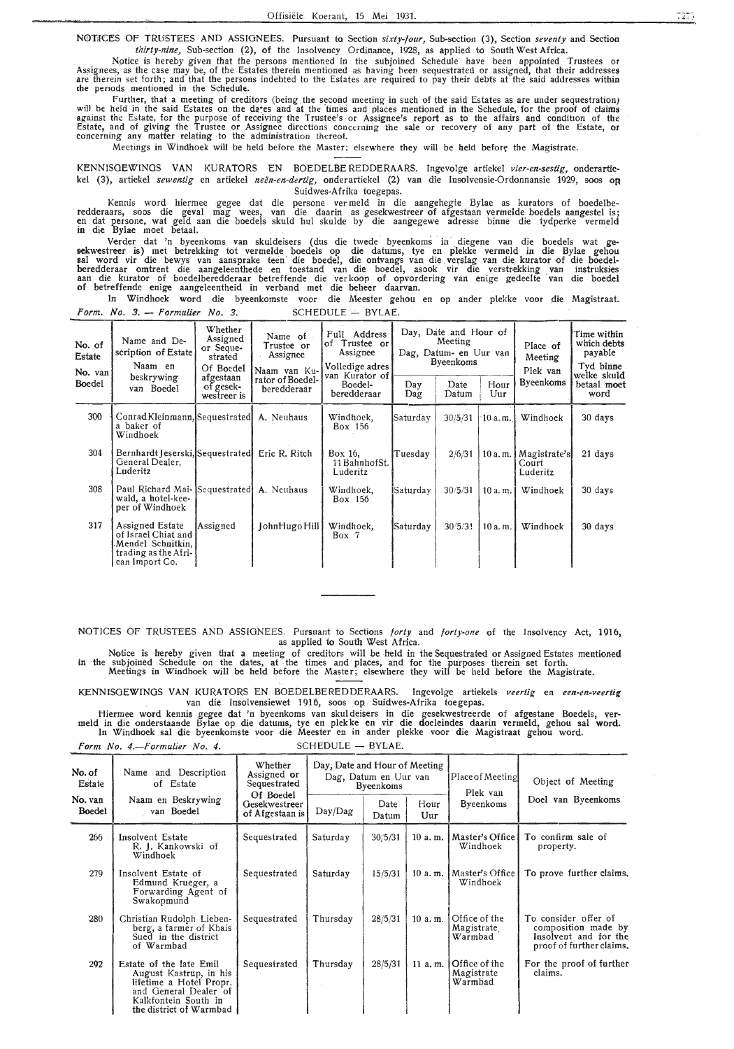NOTICES OF TRUSTEES AND ASSIGNEES. Pursuant to Section *sixty-four,* Sub-section (3), Section *seventy* and Section *thirty-nine,* Sub-section (2), of the Insolvency Ordinance, 1928, as applied to South West Africa.

Notice is hereby given that the persons mentioned in the subjoined Schedule have been appointed Trustees or Assignees, as the case may be, of the Estates therein mentioned as having been sequestrated or assigned, that their addresses are therein set forth; and that the persons indebted to the Estates are required to pay their debts at the said addresses within the periods mentioned in the Schedule.

Further, that a meeting of creditors (being the second meeting in such of the said Estates as are under sequestration) will be held in the said Estates on the dates and at the times and places mentioned in the Schedule, for the proof of claims against the Estate, for the purpose of receiving the Trustee's or Assignee's report as to the affairs and condition of the Estate, and of giving the Trustee or Assignee directions concerning the sale or recovery of any part of the Estate, or concerning any matter relating to the administration thereof.

Meetings in Windhoek will be held before the Master; elsewhere they will be held before the Magistrate.

KENNISGEWINGS VAN KURATORS EN BOEDELBEREDDERAARS. Ingevolge artiekel *vier-en-sestig,* onderartiekel (3), artiekel *sewentig* en artiekel *neën-en-dertig,* onderartiekel (2) van die Insolvensie-Ordonnansie 1929, soos op Suidwes-Afrika toegepas.

Kennis word hiermee gegee dat die persone vermeld in die aangehegte Bylae as kurators of boedelberedderaars, soos die geval mag wees, van die daarin as gesekwestreer of afgestaan vermelde boedels aangestel is; en dat persone, wat geld aan die boedels skuld hul skulde by die aangegewe adresse binne die tydperke vermeld in die Bylae moet betaal.

Verder dat 'n byeenkoms van skuldeisers (dus die twede byeenkoms in diegene van die boedels wat gesekwestreer is) met betrekking tot vermelde boedels op die datums, tye en plekke vermeld in die Bylae gehou sal word vir die bewys van aansprake teen die boedel, die ontvangs van die verslag van die kurator of die boedelberedderaar omtrent die aangeleenthede en toestand van die boedel, asook vir die verstrekking van instruksies aan die kurator of boedelberedderaar betreffende die verkoop of opvordering van enige gedeelte van die boedel of betreffende enige aangeleentheid in verband met die beheer daarvan.

In Windhoek word die byeenkomste voor die Meester gehou en op ander plekke voor die Magistraat.

*Form. No. 3. — Formulier No. 3.* SCHEDULE — BYLAE.

| No. of Estate / No. van Boedel | Name and Description of Estate / Naam en beskrywing van Boedel | Whether Assigned or Sequestrated / Of Boedel afgestaan of gesekwestreer is | Name of Trustee or Assignee / Naam van Kurator of Boedelberedderaar | Full Address of Trustee or Assignee / Volledige adres van Kurator of Boedelberedderaar | Day, Date and Hour of Meeting / Dag, Datum- en Uur van Byeenkoms: Day / Dag | Date / Datum | Hour / Uur | Place of Meeting / Plek van Byeenkoms | Time within which debts payable / Tyd binne welke skuld betaal moet word |
|---|---|---|---|---|---|---|---|---|---|
| 300 | Conrad Kleinmann, a baker of Windhoek | Sequestrated | A. Neuhaus | Windhoek, Box 156 | Saturday | 30/5/31 | 10 a.m. | Windhoek | 30 days |
| 304 | Bernhardt Jeserski, General Dealer, Luderitz | Sequestrated | Eric R. Ritch | Box 16, 11 BahnhofSt. Luderitz | Tuesday | 2/6/31 | 10 a.m. | Magistrate's Court Luderitz | 21 days |
| 308 | Paul Richard Maiwald, a hotel-keeper of Windhoek | Sequestrated | A. Neuhaus | Windhoek, Box 156 | Saturday | 30/5/31 | 10 a.m. | Windhoek | 30 days |
| 317 | Assigned Estate of Israel Chiat and Mendel Schnitkin, trading as the African Import Co. | Assigned | John Hugo Hill | Windhoek, Box 7 | Saturday | 30/5/31 | 10 a.m. | Windhoek | 30 days |

NOTICES OF TRUSTEES AND ASSIGNEES. Pursuant to Sections *forty* and *forty-one* of the Insolvency Act, 1916, as applied to South West Africa.

Notice is hereby given that a meeting of creditors will be held in the Sequestrated or Assigned Estates mentioned in the subjoined Schedule on the dates, at the times and places, and for the purposes therein set forth.

Meetings in Windhoek will be held before the Master; elsewhere they will be held before the Magistrate.

KENNISGEWINGS VAN KURATORS EN BOEDELBEREDDERAARS. Ingevolge artiekels *veertig* en *een-en-veertig* van die Insolvensiewet 1916, soos op Suidwes-Afrika toegepas.

Hiermee word kennis gegee dat 'n byeenkoms van skuldeisers in die gesekwestreerde of afgestane Boedels, vermeld in die onderstaande Bylae op die datums, tye en plekke en vir die doeleindes daarin vermeld, gehou sal word.

In Windhoek sal die byeenkomste voor die Meester en in ander plekke voor die Magistraat gehou word.

*Form No. 4.—Formulier No. 4.* SCHEDULE — BYLAE.

| No. of Estate / No. van Boedel | Name and Description of Estate / Naam en Beskrywing van Boedel | Whether Assigned or Sequestrated / Of Boedel Gesekwestreer of Afgestaan is | Day, Date and Hour of Meeting / Dag, Datum en Uur van Byeenkoms: Day/Dag | Date / Datum | Hour / Uur | Place of Meeting / Plek van Byeenkoms | Object of Meeting / Doel van Byeenkoms |
|---|---|---|---|---|---|---|---|
| 266 | Insolvent Estate R. J. Kankowski of Windhoek | Sequestrated | Saturday | 30/5/31 | 10 a.m. | Master's Office Windhoek | To confirm sale of property. |
| 279 | Insolvent Estate of Edmund Krueger, a Forwarding Agent of Swakopmund | Sequestrated | Saturday | 15/5/31 | 10 a.m. | Master's Office Windhoek | To prove further claims. |
| 280 | Christian Rudolph Liebenberg, a farmer of Khais Sued in the district of Warmbad | Sequestrated | Thursday | 28/5/31 | 10 a.m. | Office of the Magistrate, Warmbad | To consider offer of composition made by Insolvent and for the proof of further claims. |
| 292 | Estate of the late Emil August Kastrup, in his lifetime a Hotel Propr. and General Dealer of Kalkfontein South in the district of Warmbad | Sequestrated | Thursday | 28/5/31 | 11 a.m. | Office of the Magistrate Warmbad | For the proof of further claims. |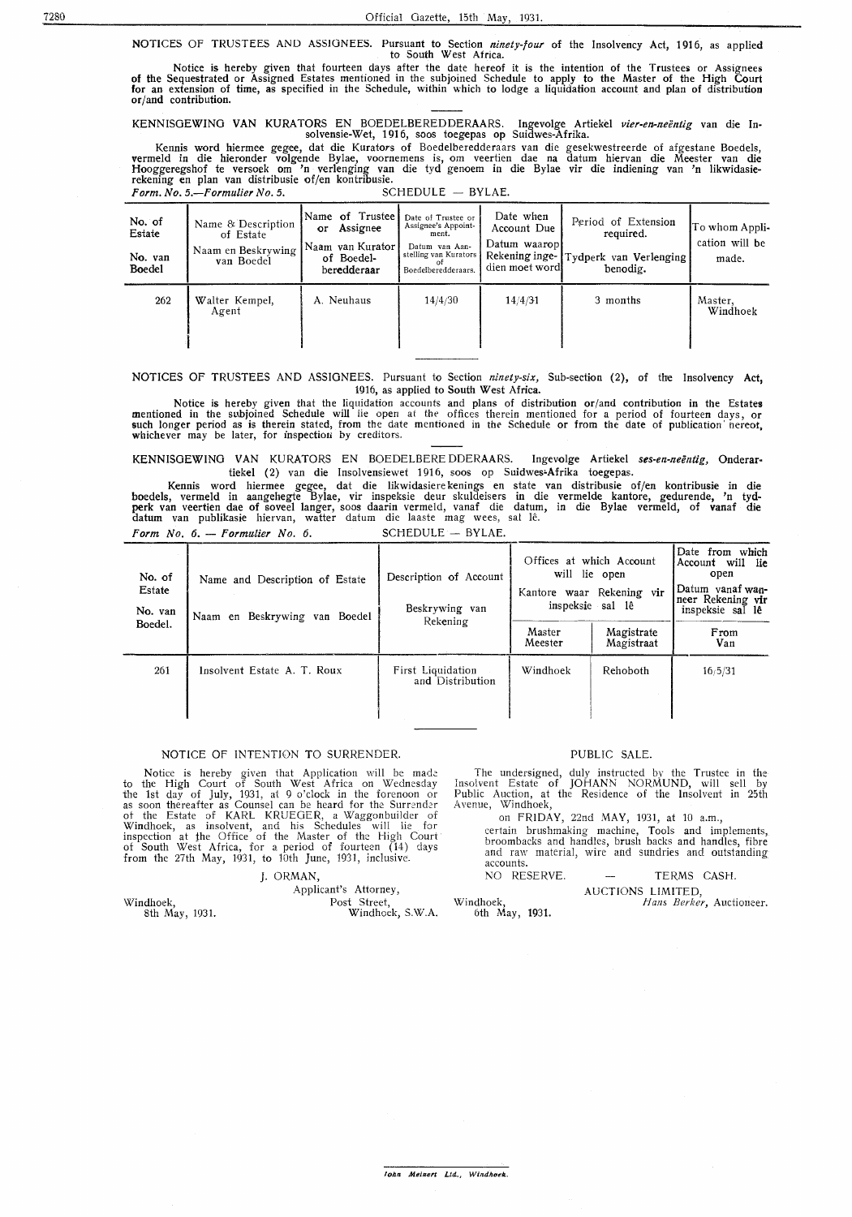NOTICES OF TRUSTEES AND ASSIGNEES. Pursuant to Section *ninety-four* of the Insolvency Act, 1916, as applied to South West Africa.

Notice is hereby given that fourteen days after the date hereof it is the intention of the Trustees or Assignees of the Sequestrated or Assigned Estates mentioned in the subjoined Schedule to apply to the Master of the High Court for an extension of time, as specified in the Schedule, within which to lodge a liquidation account and plan of distribution or/and contribution.

KENNISGEWING VAN KURATORS EN BOEDELBEREDDERAARS. Ingevolge Artiekel *vier-en-neëntig* van die Insolvensie-Wet, 1916, soos toegepas op Suidwes-Afrika.

Kennis word hiermee gegee, dat die Kurators of Boedelberedderaars van die gesekwestreerde of afgestane Boedels, vermeld in die hieronder volgende Bylae, voornemens is, om veertien dae na datum hiervan die Meester van die Hooggeregshof te versoek om 'n verlenging van die tyd genoem in die Bylae vir die indiening van 'n likwidasierekening en plan van distribusie of/en kontribusie.

*Form. No. 5.—Formulier No. 5.* SCHEDULE — BYLAE.

| No. of Estate / No. van Boedel | Name & Description of Estate / Naam en Beskrywing van Boedel | Name of Trustee or Assignee / Naam van Kurator of Boedelberedderaar | Date of Trustee or Assignee's Appointment. / Datum van Aanstelling van Kurators of Boedelberedderaars. | Date when Account Due / Datum waarop Rekening ingedien moet word | Period of Extension required. / Tydperk van Verlenging benodig. | To whom Application will be made. |
|---|---|---|---|---|---|---|
| 262 | Walter Kempel, Agent | A. Neuhaus | 14/4/30 | 14/4/31 | 3 months | Master, Windhoek |

NOTICES OF TRUSTEES AND ASSIGNEES. Pursuant to Section *ninety-six*, Sub-section (2), of the Insolvency Act, 1916, as applied to South West Africa.

Notice is hereby given that the liquidation accounts and plans of distribution or/and contribution in the Estates mentioned in the subjoined Schedule will lie open at the offices therein mentioned for a period of fourteen days, or such longer period as is therein stated, from the date mentioned in the Schedule or from the date of publication hereof, whichever may be later, for inspection by creditors.

KENNISGEWING VAN KURATORS EN BOEDELBEREDDERAARS. Ingevolge Artiekel *ses-en-neëntig*, Onderartiekel (2) van die Insolvensiewet 1916, soos op Suidwes-Afrika toegepas.

Kennis word hiermee gegee, dat die likwidasierekenings en state van distribusie of/en kontribusie in die boedels, vermeld in aangehegte Bylae, vir inspeksie deur skuldeisers in die vermelde kantore, gedurende, 'n tydperk van veertien dae of soveel langer, soos daarin vermeld, vanaf die datum, in die Bylae vermeld, of vanaf die datum van publikasie hiervan, watter datum die laaste mag wees, sal lê.

*Form No. 6. — Formulier No. 6.* SCHEDULE — BYLAE.

| No. of Estate / No. van Boedel. | Name and Description of Estate / Naam en Beskrywing van Boedel | Description of Account / Beskrywing van Rekening | Offices at which Account will lie open / Kantore waar Rekening vir inspeksie sal lê | | Date from which Account will lie open / Datum vanaf wanneer Rekening vir inspeksie sal lê |
|---|---|---|---|---|---|
| | | | Master / Meester | Magistrate / Magistraat | From / Van |
| 261 | Insolvent Estate A. T. Roux | First Liquidation and Distribution | Windhoek | Rehoboth | 16/5/31 |

NOTICE OF INTENTION TO SURRENDER.

Notice is hereby given that Application will be made to the High Court of South West Africa on Wednesday the 1st day of July, 1931, at 9 o'clock in the forenoon or as soon thereafter as Counsel can be heard for the Surrender of the Estate of KARL KRUEGER, a Waggonbuilder of Windhoek, as insolvent, and his Schedules will lie for inspection at the Office of the Master of the High Court of South West Africa, for a period of fourteen (14) days from the 27th May, 1931, to 10th June, 1931, inclusive.

J. ORMAN,
Applicant's Attorney,
Post Street,
Windhoek, S.W.A.

Windhoek,
8th May, 1931.

PUBLIC SALE.

The undersigned, duly instructed by the Trustee in the Insolvent Estate of JOHANN NORMUND, will sell by Public Auction, at the Residence of the Insolvent in 25th Avenue, Windhoek,

on FRIDAY, 22nd MAY, 1931, at 10 a.m.,

certain brushmaking machine, Tools and implements, broombacks and handles, brush backs and handles, fibre and raw material, wire and sundries and outstanding accounts.

NO RESERVE. — TERMS CASH.

AUCTIONS LIMITED,
*Hans Berker*, Auctioneer.

Windhoek,
6th May, 1931.

John Meinert Ltd., Windhoek.